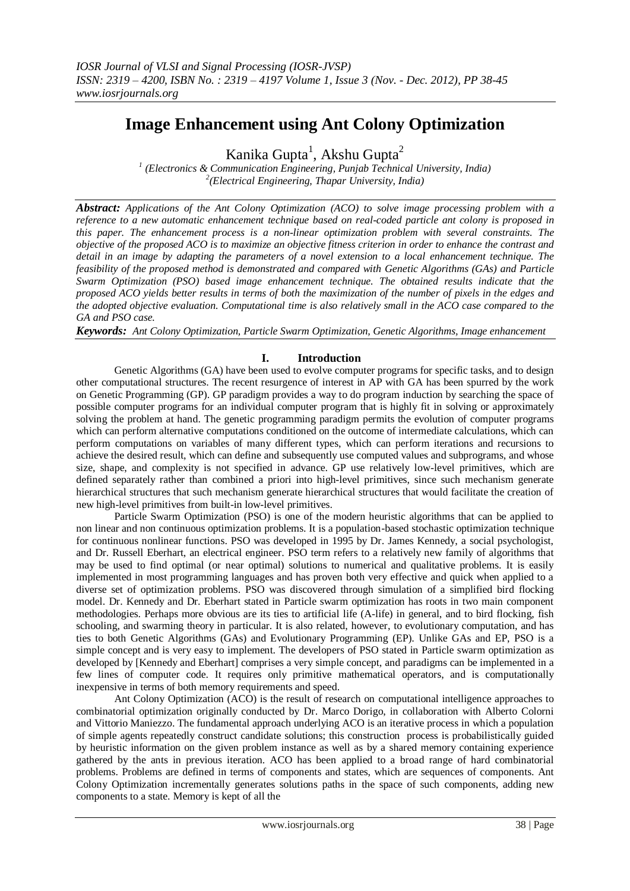# Image Enhancement using Ant Colony Optimization

Kanika Gupta[1], Akshu Gupta[2]

[1] (Electronics & Communication Engineering, Punjab Technical University, India)
[2](Electrical Engineering, Thapar University, India)

***Abstract:*** *Applications of the Ant Colony Optimization (ACO) to solve image processing problem with a reference to a new automatic enhancement technique based on real-coded particle ant colony is proposed in this paper. The enhancement process is a non-linear optimization problem with several constraints. The objective of the proposed ACO is to maximize an objective fitness criterion in order to enhance the contrast and detail in an image by adapting the parameters of a novel extension to a local enhancement technique. The feasibility of the proposed method is demonstrated and compared with Genetic Algorithms (GAs) and Particle Swarm Optimization (PSO) based image enhancement technique. The obtained results indicate that the proposed ACO yields better results in terms of both the maximization of the number of pixels in the edges and the adopted objective evaluation. Computational time is also relatively small in the ACO case compared to the GA and PSO case.*

***Keywords:*** *Ant Colony Optimization, Particle Swarm Optimization, Genetic Algorithms, Image enhancement*

## I. Introduction

Genetic Algorithms (GA) have been used to evolve computer programs for specific tasks, and to design other computational structures. The recent resurgence of interest in AP with GA has been spurred by the work on Genetic Programming (GP). GP paradigm provides a way to do program induction by searching the space of possible computer programs for an individual computer program that is highly fit in solving or approximately solving the problem at hand. The genetic programming paradigm permits the evolution of computer programs which can perform alternative computations conditioned on the outcome of intermediate calculations, which can perform computations on variables of many different types, which can perform iterations and recursions to achieve the desired result, which can define and subsequently use computed values and subprograms, and whose size, shape, and complexity is not specified in advance. GP use relatively low-level primitives, which are defined separately rather than combined a priori into high-level primitives, since such mechanism generate hierarchical structures that such mechanism generate hierarchical structures that would facilitate the creation of new high-level primitives from built-in low-level primitives.

Particle Swarm Optimization (PSO) is one of the modern heuristic algorithms that can be applied to non linear and non continuous optimization problems. It is a population-based stochastic optimization technique for continuous nonlinear functions. PSO was developed in 1995 by Dr. James Kennedy, a social psychologist, and Dr. Russell Eberhart, an electrical engineer. PSO term refers to a relatively new family of algorithms that may be used to find optimal (or near optimal) solutions to numerical and qualitative problems. It is easily implemented in most programming languages and has proven both very effective and quick when applied to a diverse set of optimization problems. PSO was discovered through simulation of a simplified bird flocking model. Dr. Kennedy and Dr. Eberhart stated in Particle swarm optimization has roots in two main component methodologies. Perhaps more obvious are its ties to artificial life (A-life) in general, and to bird flocking, fish schooling, and swarming theory in particular. It is also related, however, to evolutionary computation, and has ties to both Genetic Algorithms (GAs) and Evolutionary Programming (EP). Unlike GAs and EP, PSO is a simple concept and is very easy to implement. The developers of PSO stated in Particle swarm optimization as developed by [Kennedy and Eberhart] comprises a very simple concept, and paradigms can be implemented in a few lines of computer code. It requires only primitive mathematical operators, and is computationally inexpensive in terms of both memory requirements and speed.

Ant Colony Optimization (ACO) is the result of research on computational intelligence approaches to combinatorial optimization originally conducted by Dr. Marco Dorigo, in collaboration with Alberto Colorni and Vittorio Maniezzo. The fundamental approach underlying ACO is an iterative process in which a population of simple agents repeatedly construct candidate solutions; this construction process is probabilistically guided by heuristic information on the given problem instance as well as by a shared memory containing experience gathered by the ants in previous iteration. ACO has been applied to a broad range of hard combinatorial problems. Problems are defined in terms of components and states, which are sequences of components. Ant Colony Optimization incrementally generates solutions paths in the space of such components, adding new components to a state. Memory is kept of all the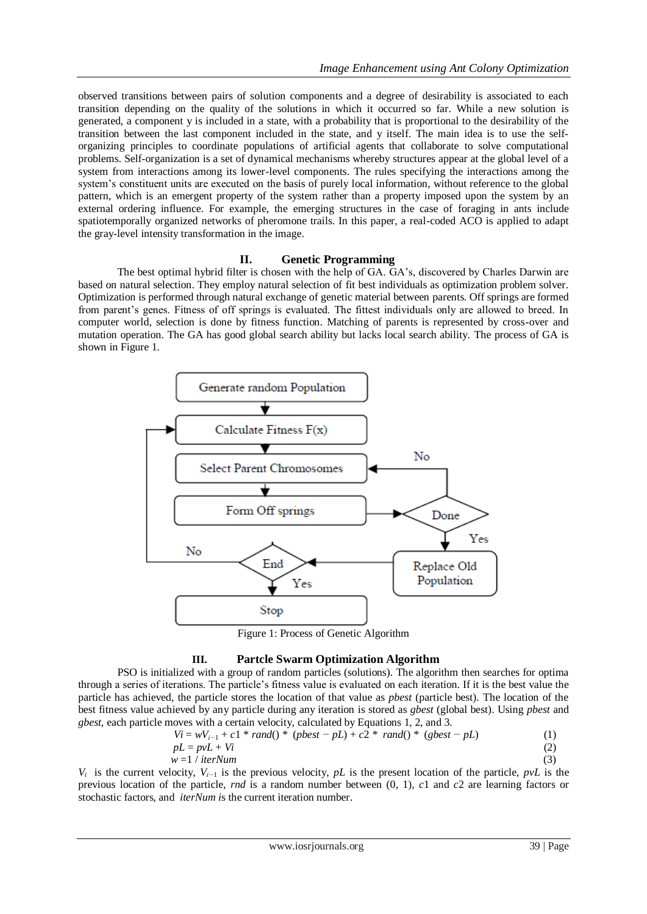observed transitions between pairs of solution components and a degree of desirability is associated to each transition depending on the quality of the solutions in which it occurred so far. While a new solution is generated, a component y is included in a state, with a probability that is proportional to the desirability of the transition between the last component included in the state, and y itself. The main idea is to use the self-organizing principles to coordinate populations of artificial agents that collaborate to solve computational problems. Self-organization is a set of dynamical mechanisms whereby structures appear at the global level of a system from interactions among its lower-level components. The rules specifying the interactions among the system's constituent units are executed on the basis of purely local information, without reference to the global pattern, which is an emergent property of the system rather than a property imposed upon the system by an external ordering influence. For example, the emerging structures in the case of foraging in ants include spatiotemporally organized networks of pheromone trails. In this paper, a real-coded ACO is applied to adapt the gray-level intensity transformation in the image.

## II. Genetic Programming

The best optimal hybrid filter is chosen with the help of GA. GA's, discovered by Charles Darwin are based on natural selection. They employ natural selection of fit best individuals as optimization problem solver. Optimization is performed through natural exchange of genetic material between parents. Off springs are formed from parent's genes. Fitness of off springs is evaluated. The fittest individuals only are allowed to breed. In computer world, selection is done by fitness function. Matching of parents is represented by cross-over and mutation operation. The GA has good global search ability but lacks local search ability. The process of GA is shown in Figure 1.

Figure 1: Process of Genetic Algorithm

## III. Partcle Swarm Optimization Algorithm

PSO is initialized with a group of random particles (solutions). The algorithm then searches for optima through a series of iterations. The particle's fitness value is evaluated on each iteration. If it is the best value the particle has achieved, the particle stores the location of that value as *pbest* (particle best). The location of the best fitness value achieved by any particle during any iteration is stored as *gbest* (global best). Using *pbest* and *gbest*, each particle moves with a certain velocity, calculated by Equations 1, 2, and 3.

$$Vi = wV_{i-1} + c1 * rand() * (pbest - pL) + c2 * rand() * (gbest - pL) \quad (1)$$

$$pL = pvL + Vi \quad (2)$$

$$w = 1 / iterNum \quad (3)$$

$V_i$ is the current velocity, $V_{i-1}$ is the previous velocity, $pL$ is the present location of the particle, $pvL$ is the previous location of the particle, *rnd* is a random number between (0, 1), $c1$ and $c2$ are learning factors or stochastic factors, and *iterNum* is the current iteration number.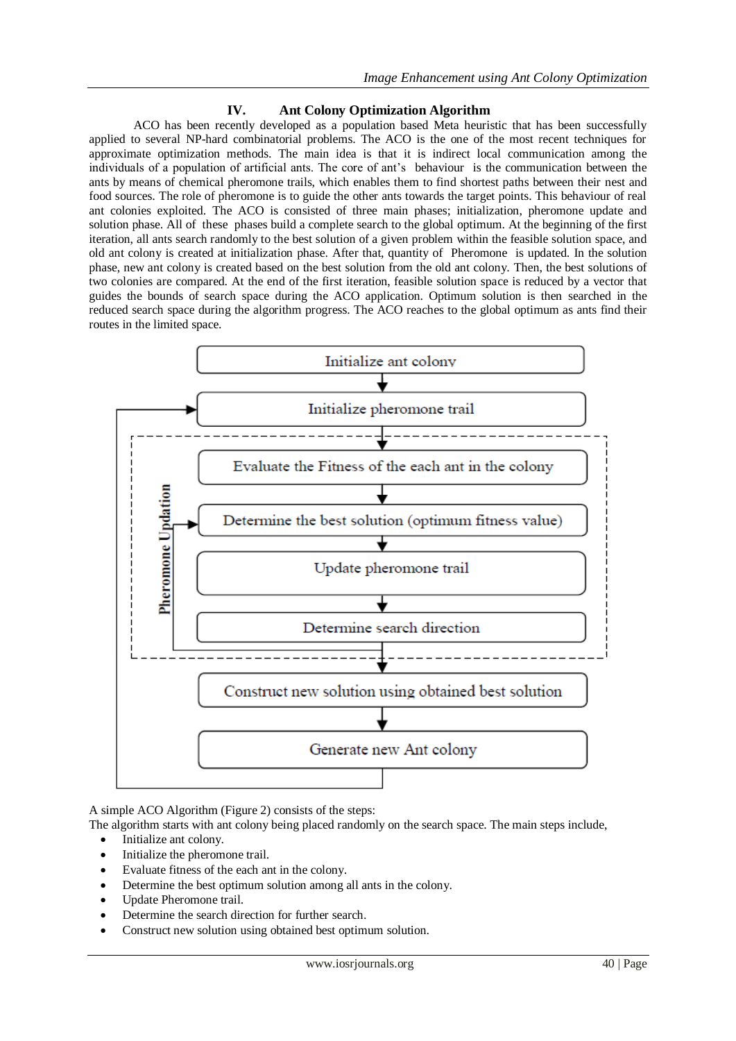## IV. Ant Colony Optimization Algorithm

ACO has been recently developed as a population based Meta heuristic that has been successfully applied to several NP-hard combinatorial problems. The ACO is the one of the most recent techniques for approximate optimization methods. The main idea is that it is indirect local communication among the individuals of a population of artificial ants. The core of ant's behaviour is the communication between the ants by means of chemical pheromone trails, which enables them to find shortest paths between their nest and food sources. The role of pheromone is to guide the other ants towards the target points. This behaviour of real ant colonies exploited. The ACO is consisted of three main phases; initialization, pheromone update and solution phase. All of these phases build a complete search to the global optimum. At the beginning of the first iteration, all ants search randomly to the best solution of a given problem within the feasible solution space, and old ant colony is created at initialization phase. After that, quantity of Pheromone is updated. In the solution phase, new ant colony is created based on the best solution from the old ant colony. Then, the best solutions of two colonies are compared. At the end of the first iteration, feasible solution space is reduced by a vector that guides the bounds of search space during the ACO application. Optimum solution is then searched in the reduced search space during the algorithm progress. The ACO reaches to the global optimum as ants find their routes in the limited space.

Initialize ant colony

Initialize pheromone trail

Pheromone Updation

Evaluate the Fitness of the each ant in the colony

Determine the best solution (optimum fitness value)

Update pheromone trail

Determine search direction

Construct new solution using obtained best solution

Generate new Ant colony

A simple ACO Algorithm (Figure 2) consists of the steps:

The algorithm starts with ant colony being placed randomly on the search space. The main steps include,

- Initialize ant colony.
- Initialize the pheromone trail.
- Evaluate fitness of the each ant in the colony.
- Determine the best optimum solution among all ants in the colony.
- Update Pheromone trail.
- Determine the search direction for further search.
- Construct new solution using obtained best optimum solution.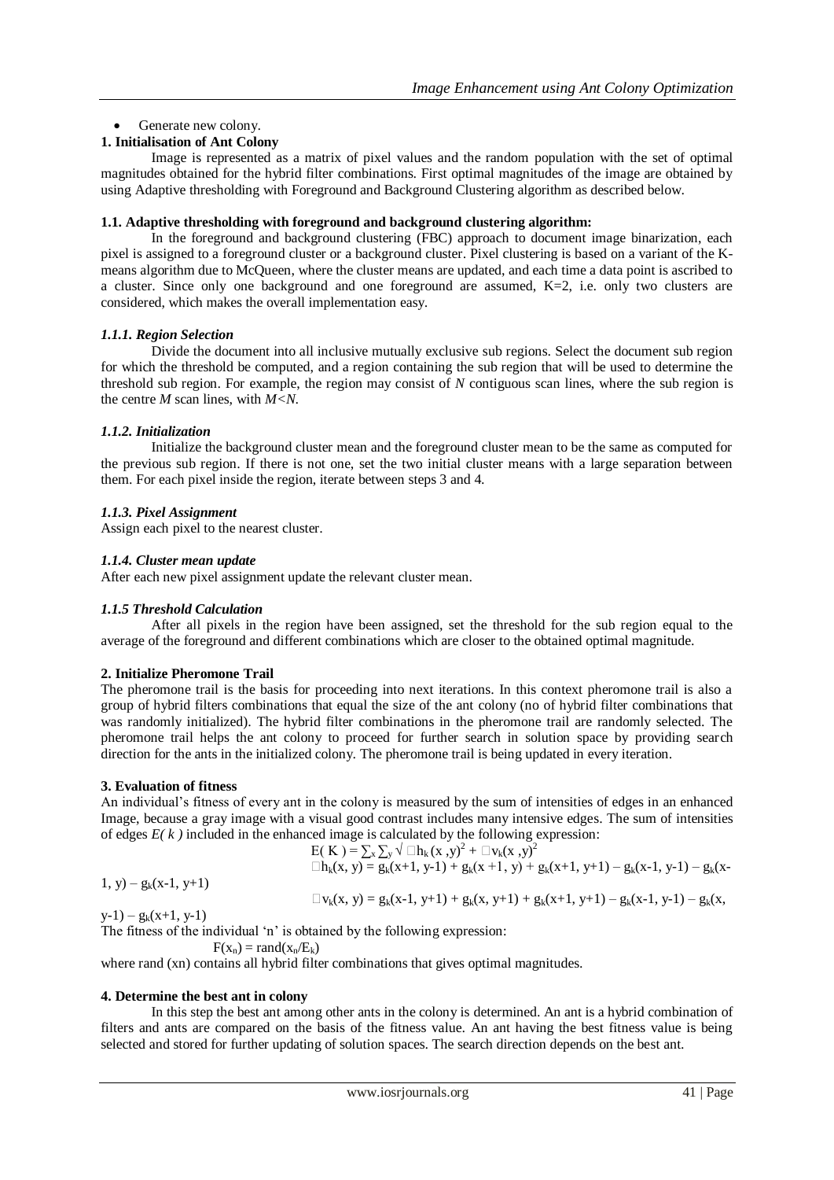- Generate new colony.

**1. Initialisation of Ant Colony**

Image is represented as a matrix of pixel values and the random population with the set of optimal magnitudes obtained for the hybrid filter combinations. First optimal magnitudes of the image are obtained by using Adaptive thresholding with Foreground and Background Clustering algorithm as described below.

**1.1. Adaptive thresholding with foreground and background clustering algorithm:**

In the foreground and background clustering (FBC) approach to document image binarization, each pixel is assigned to a foreground cluster or a background cluster. Pixel clustering is based on a variant of the K-means algorithm due to McQueen, where the cluster means are updated, and each time a data point is ascribed to a cluster. Since only one background and one foreground are assumed, K=2, i.e. only two clusters are considered, which makes the overall implementation easy.

***1.1.1. Region Selection***

Divide the document into all inclusive mutually exclusive sub regions. Select the document sub region for which the threshold be computed, and a region containing the sub region that will be used to determine the threshold sub region. For example, the region may consist of *N* contiguous scan lines, where the sub region is the centre *M* scan lines, with *M<N.*

***1.1.2. Initialization***

Initialize the background cluster mean and the foreground cluster mean to be the same as computed for the previous sub region. If there is not one, set the two initial cluster means with a large separation between them. For each pixel inside the region, iterate between steps 3 and 4.

***1.1.3. Pixel Assignment***

Assign each pixel to the nearest cluster.

***1.1.4. Cluster mean update***

After each new pixel assignment update the relevant cluster mean.

***1.1.5 Threshold Calculation***

After all pixels in the region have been assigned, set the threshold for the sub region equal to the average of the foreground and different combinations which are closer to the obtained optimal magnitude.

**2. Initialize Pheromone Trail**

The pheromone trail is the basis for proceeding into next iterations. In this context pheromone trail is also a group of hybrid filters combinations that equal the size of the ant colony (no of hybrid filter combinations that was randomly initialized). The hybrid filter combinations in the pheromone trail are randomly selected. The pheromone trail helps the ant colony to proceed for further search in solution space by providing search direction for the ants in the initialized colony. The pheromone trail is being updated in every iteration.

**3. Evaluation of fitness**

An individual's fitness of every ant in the colony is measured by the sum of intensities of edges in an enhanced Image, because a gray image with a visual good contrast includes many intensive edges. The sum of intensities of edges *E( k )* included in the enhanced image is calculated by the following expression:

$$E(K) = \sum_x \sum_y \sqrt{\partial h_k(x,y)^2 + \partial v_k(x,y)^2}$$

$$\partial h_k(x, y) = g_k(x+1, y-1) + g_k(x+1, y) + g_k(x+1, y+1) - g_k(x-1, y-1) - g_k(x-1, y) - g_k(x-1, y+1)$$

$$\partial v_k(x, y) = g_k(x-1, y+1) + g_k(x, y+1) + g_k(x+1, y+1) - g_k(x-1, y-1) - g_k(x, y-1) - g_k(x+1, y-1)$$

The fitness of the individual 'n' is obtained by the following expression:

$$F(x_n) = \mathrm{rand}(x_n/E_k)$$

where rand (xn) contains all hybrid filter combinations that gives optimal magnitudes.

**4. Determine the best ant in colony**

In this step the best ant among other ants in the colony is determined. An ant is a hybrid combination of filters and ants are compared on the basis of the fitness value. An ant having the best fitness value is being selected and stored for further updating of solution spaces. The search direction depends on the best ant.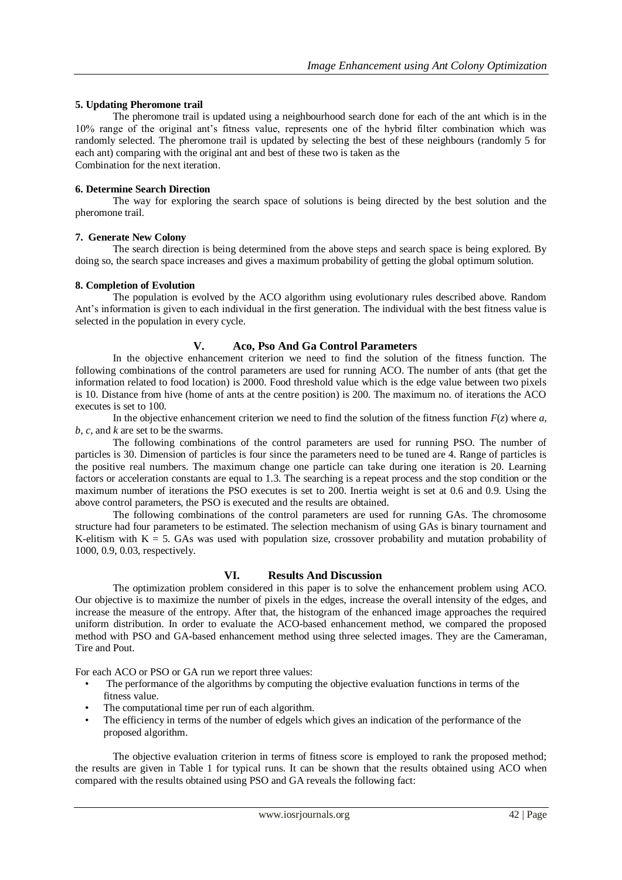**5. Updating Pheromone trail**

The pheromone trail is updated using a neighbourhood search done for each of the ant which is in the 10% range of the original ant's fitness value, represents one of the hybrid filter combination which was randomly selected. The pheromone trail is updated by selecting the best of these neighbours (randomly 5 for each ant) comparing with the original ant and best of these two is taken as the
Combination for the next iteration.

**6. Determine Search Direction**

The way for exploring the search space of solutions is being directed by the best solution and the pheromone trail.

**7. Generate New Colony**

The search direction is being determined from the above steps and search space is being explored. By doing so, the search space increases and gives a maximum probability of getting the global optimum solution.

**8. Completion of Evolution**

The population is evolved by the ACO algorithm using evolutionary rules described above. Random Ant's information is given to each individual in the first generation. The individual with the best fitness value is selected in the population in every cycle.

## V. Aco, Pso And Ga Control Parameters

In the objective enhancement criterion we need to find the solution of the fitness function. The following combinations of the control parameters are used for running ACO. The number of ants (that get the information related to food location) is 2000. Food threshold value which is the edge value between two pixels is 10. Distance from hive (home of ants at the centre position) is 200. The maximum no. of iterations the ACO executes is set to 100.

In the objective enhancement criterion we need to find the solution of the fitness function $F(z)$ where $a$, $b$, $c$, and $k$ are set to be the swarms.

The following combinations of the control parameters are used for running PSO. The number of particles is 30. Dimension of particles is four since the parameters need to be tuned are 4. Range of particles is the positive real numbers. The maximum change one particle can take during one iteration is 20. Learning factors or acceleration constants are equal to 1.3. The searching is a repeat process and the stop condition or the maximum number of iterations the PSO executes is set to 200. Inertia weight is set at 0.6 and 0.9. Using the above control parameters, the PSO is executed and the results are obtained.

The following combinations of the control parameters are used for running GAs. The chromosome structure had four parameters to be estimated. The selection mechanism of using GAs is binary tournament and K-elitism with $K = 5$. GAs was used with population size, crossover probability and mutation probability of 1000, 0.9, 0.03, respectively.

## VI. Results And Discussion

The optimization problem considered in this paper is to solve the enhancement problem using ACO. Our objective is to maximize the number of pixels in the edges, increase the overall intensity of the edges, and increase the measure of the entropy. After that, the histogram of the enhanced image approaches the required uniform distribution. In order to evaluate the ACO-based enhancement method, we compared the proposed method with PSO and GA-based enhancement method using three selected images. They are the Cameraman, Tire and Pout.

For each ACO or PSO or GA run we report three values:

- The performance of the algorithms by computing the objective evaluation functions in terms of the fitness value.
- The computational time per run of each algorithm.
- The efficiency in terms of the number of edgels which gives an indication of the performance of the proposed algorithm.

The objective evaluation criterion in terms of fitness score is employed to rank the proposed method; the results are given in Table 1 for typical runs. It can be shown that the results obtained using ACO when compared with the results obtained using PSO and GA reveals the following fact: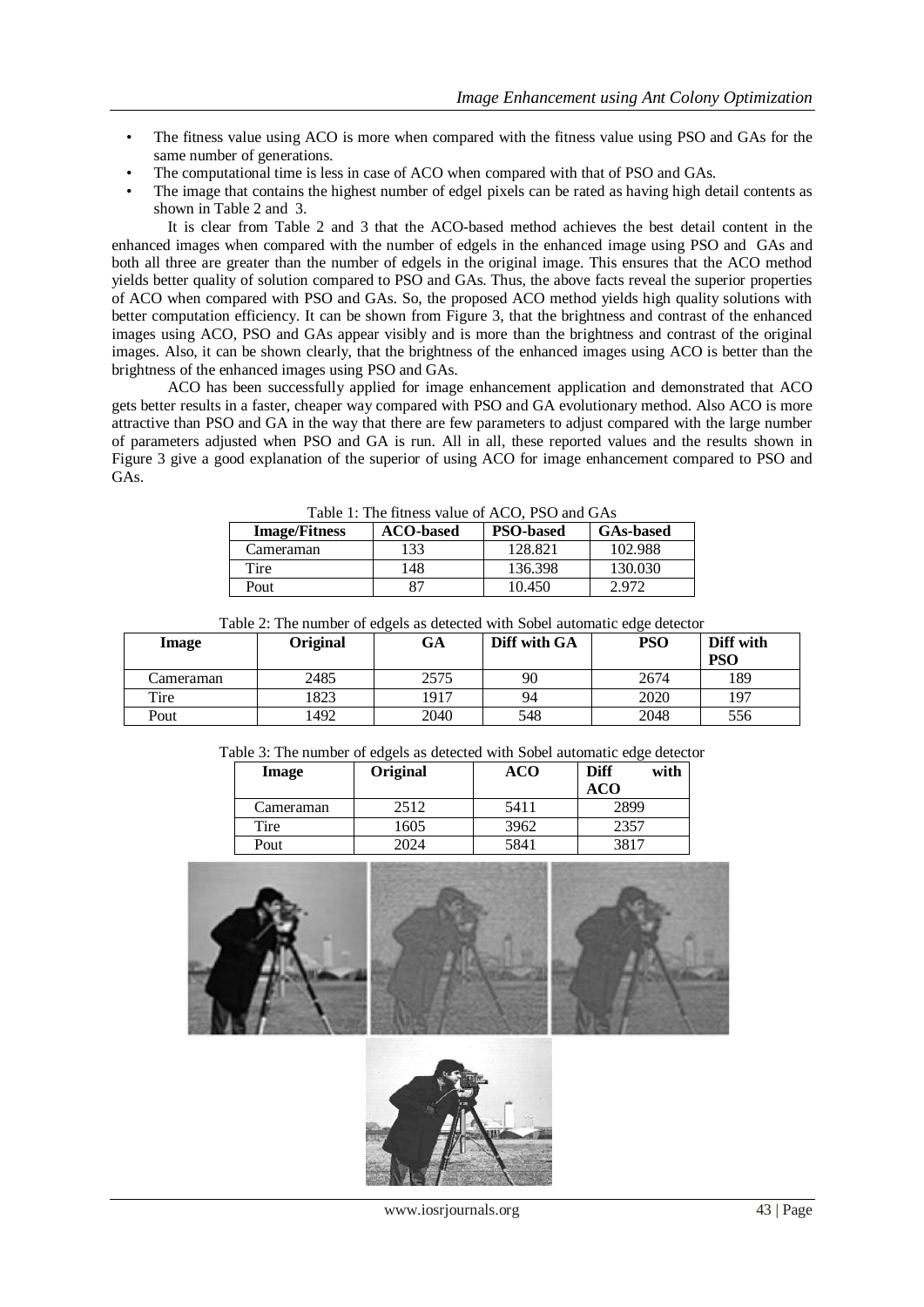- The fitness value using ACO is more when compared with the fitness value using PSO and GAs for the same number of generations.
- The computational time is less in case of ACO when compared with that of PSO and GAs.
- The image that contains the highest number of edgel pixels can be rated as having high detail contents as shown in Table 2 and 3.

It is clear from Table 2 and 3 that the ACO-based method achieves the best detail content in the enhanced images when compared with the number of edgels in the enhanced image using PSO and GAs and both all three are greater than the number of edgels in the original image. This ensures that the ACO method yields better quality of solution compared to PSO and GAs. Thus, the above facts reveal the superior properties of ACO when compared with PSO and GAs. So, the proposed ACO method yields high quality solutions with better computation efficiency. It can be shown from Figure 3, that the brightness and contrast of the enhanced images using ACO, PSO and GAs appear visibly and is more than the brightness and contrast of the original images. Also, it can be shown clearly, that the brightness of the enhanced images using ACO is better than the brightness of the enhanced images using PSO and GAs.

ACO has been successfully applied for image enhancement application and demonstrated that ACO gets better results in a faster, cheaper way compared with PSO and GA evolutionary method. Also ACO is more attractive than PSO and GA in the way that there are few parameters to adjust compared with the large number of parameters adjusted when PSO and GA is run. All in all, these reported values and the results shown in Figure 3 give a good explanation of the superior of using ACO for image enhancement compared to PSO and GAs.

Table 1: The fitness value of ACO, PSO and GAs

| Image/Fitness | ACO-based | PSO-based | GAs-based |
|---|---|---|---|
| Cameraman | 133 | 128.821 | 102.988 |
| Tire | 148 | 136.398 | 130.030 |
| Pout | 87 | 10.450 | 2.972 |

Table 2: The number of edgels as detected with Sobel automatic edge detector

| Image | Original | GA | Diff with GA | PSO | Diff with PSO |
|---|---|---|---|---|---|
| Cameraman | 2485 | 2575 | 90 | 2674 | 189 |
| Tire | 1823 | 1917 | 94 | 2020 | 197 |
| Pout | 1492 | 2040 | 548 | 2048 | 556 |

Table 3: The number of edgels as detected with Sobel automatic edge detector

| Image | Original | ACO | Diff with ACO |
|---|---|---|---|
| Cameraman | 2512 | 5411 | 2899 |
| Tire | 1605 | 3962 | 2357 |
| Pout | 2024 | 5841 | 3817 |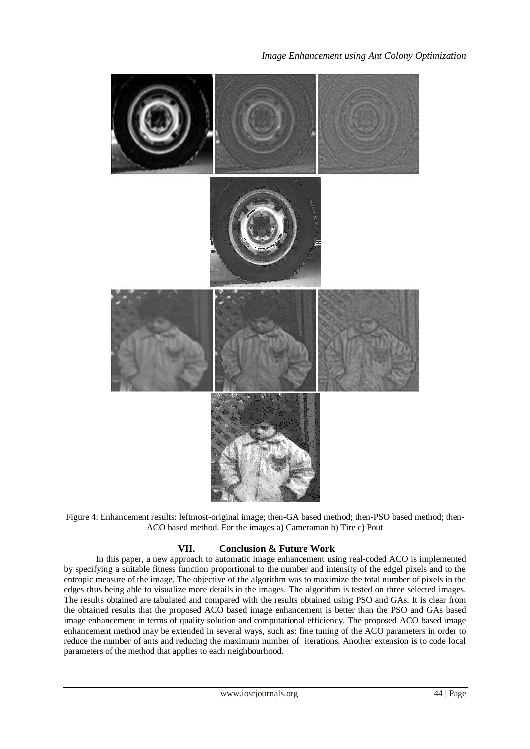Figure 4: Enhancement results: leftmost-original image; then-GA based method; then-PSO based method; then-ACO based method. For the images a) Cameraman b) Tire c) Pout

## VII. Conclusion & Future Work

In this paper, a new approach to automatic image enhancement using real-coded ACO is implemented by specifying a suitable fitness function proportional to the number and intensity of the edgel pixels and to the entropic measure of the image. The objective of the algorithm was to maximize the total number of pixels in the edges thus being able to visualize more details in the images. The algorithm is tested on three selected images. The results obtained are tabulated and compared with the results obtained using PSO and GAs. It is clear from the obtained results that the proposed ACO based image enhancement is better than the PSO and GAs based image enhancement in terms of quality solution and computational efficiency. The proposed ACO based image enhancement method may be extended in several ways, such as: fine tuning of the ACO parameters in order to reduce the number of ants and reducing the maximum number of iterations. Another extension is to code local parameters of the method that applies to each neighbourhood.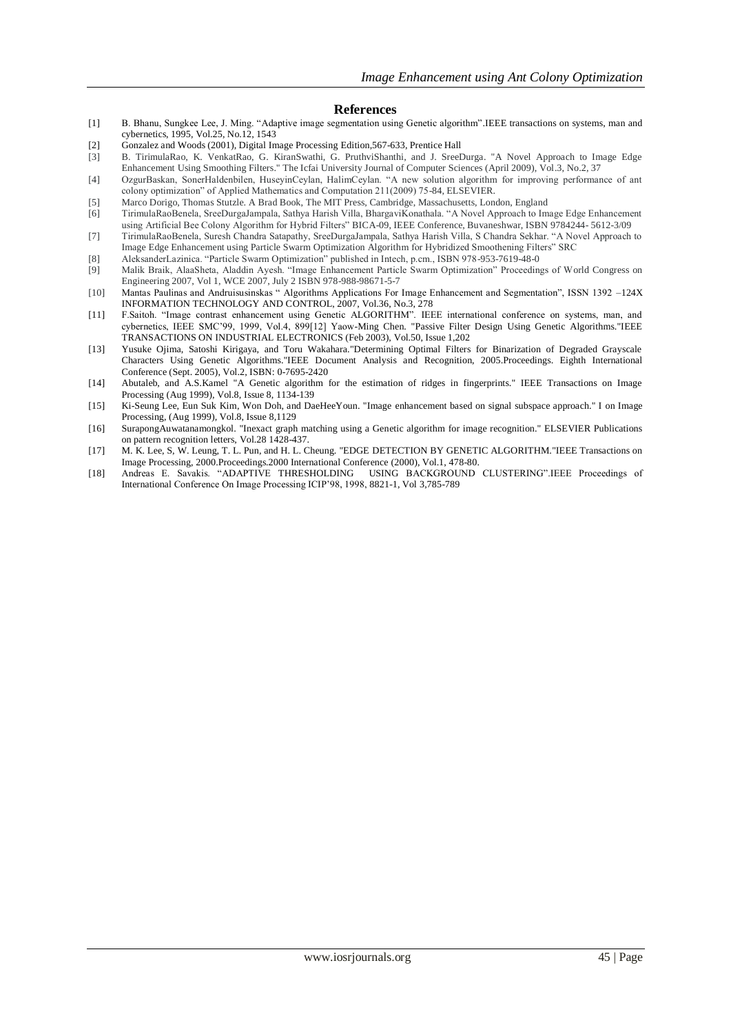## References

[1] B. Bhanu, Sungkee Lee, J. Ming. “Adaptive image segmentation using Genetic algorithm”.IEEE transactions on systems, man and cybernetics, 1995, Vol.25, No.12, 1543

[2] Gonzalez and Woods (2001), Digital Image Processing Edition,567-633, Prentice Hall

[3] B. TirimulaRao, K. VenkatRao, G. KiranSwathi, G. PruthviShanthi, and J. SreeDurga. "A Novel Approach to Image Edge Enhancement Using Smoothing Filters." The Icfai University Journal of Computer Sciences (April 2009), Vol.3, No.2, 37

[4] OzgurBaskan, SonerHaldenbilen, HuseyinCeylan, HalimCeylan. “A new solution algorithm for improving performance of ant colony optimization” of Applied Mathematics and Computation 211(2009) 75-84, ELSEVIER.

[5] Marco Dorigo, Thomas Stutzle. A Brad Book, The MIT Press, Cambridge, Massachusetts, London, England

[6] TirimulaRaoBenela, SreeDurgaJampala, Sathya Harish Villa, BhargaviKonathala. “A Novel Approach to Image Edge Enhancement using Artificial Bee Colony Algorithm for Hybrid Filters” BICA-09, IEEE Conference, Buvaneshwar, ISBN 9784244- 5612-3/09

[7] TirimulaRaoBenela, Suresh Chandra Satapathy, SreeDurgaJampala, Sathya Harish Villa, S Chandra Sekhar. “A Novel Approach to Image Edge Enhancement using Particle Swarm Optimization Algorithm for Hybridized Smoothening Filters” SRC

[8] AleksanderLazinica. “Particle Swarm Optimization” published in Intech, p.cm., ISBN 978-953-7619-48-0

[9] Malik Braik, AlaaSheta, Aladdin Ayesh. “Image Enhancement Particle Swarm Optimization” Proceedings of World Congress on Engineering 2007, Vol 1, WCE 2007, July 2 ISBN 978-988-98671-5-7

[10] Mantas Paulinas and Andruisusinskas “ Algorithms Applications For Image Enhancement and Segmentation”, ISSN 1392 –124X INFORMATION TECHNOLOGY AND CONTROL, 2007, Vol.36, No.3, 278

[11] F.Saitoh. “Image contrast enhancement using Genetic ALGORITHM”. IEEE international conference on systems, man, and cybernetics, IEEE SMC’99, 1999, Vol.4, 899[12] Yaow-Ming Chen. "Passive Filter Design Using Genetic Algorithms."IEEE TRANSACTIONS ON INDUSTRIAL ELECTRONICS (Feb 2003), Vol.50, Issue 1,202

[13] Yusuke Ojima, Satoshi Kirigaya, and Toru Wakahara."Determining Optimal Filters for Binarization of Degraded Grayscale Characters Using Genetic Algorithms."IEEE Document Analysis and Recognition, 2005.Proceedings. Eighth International Conference (Sept. 2005), Vol.2, ISBN: 0-7695-2420

[14] Abutaleb, and A.S.Kamel "A Genetic algorithm for the estimation of ridges in fingerprints." IEEE Transactions on Image Processing (Aug 1999), Vol.8, Issue 8, 1134-139

[15] Ki-Seung Lee, Eun Suk Kim, Won Doh, and DaeHeeYoun. "Image enhancement based on signal subspace approach." I on Image Processing, (Aug 1999), Vol.8, Issue 8,1129

[16] SurapongAuwatanamongkol. "Inexact graph matching using a Genetic algorithm for image recognition." ELSEVIER Publications on pattern recognition letters, Vol.28 1428-437.

[17] M. K. Lee, S, W. Leung, T. L. Pun, and H. L. Cheung. "EDGE DETECTION BY GENETIC ALGORITHM."IEEE Transactions on Image Processing, 2000.Proceedings.2000 International Conference (2000), Vol.1, 478-80.

[18] Andreas E. Savakis. “ADAPTIVE THRESHOLDING USING BACKGROUND CLUSTERING”.IEEE Proceedings of International Conference On Image Processing ICIP’98, 1998, 8821-1, Vol 3,785-789